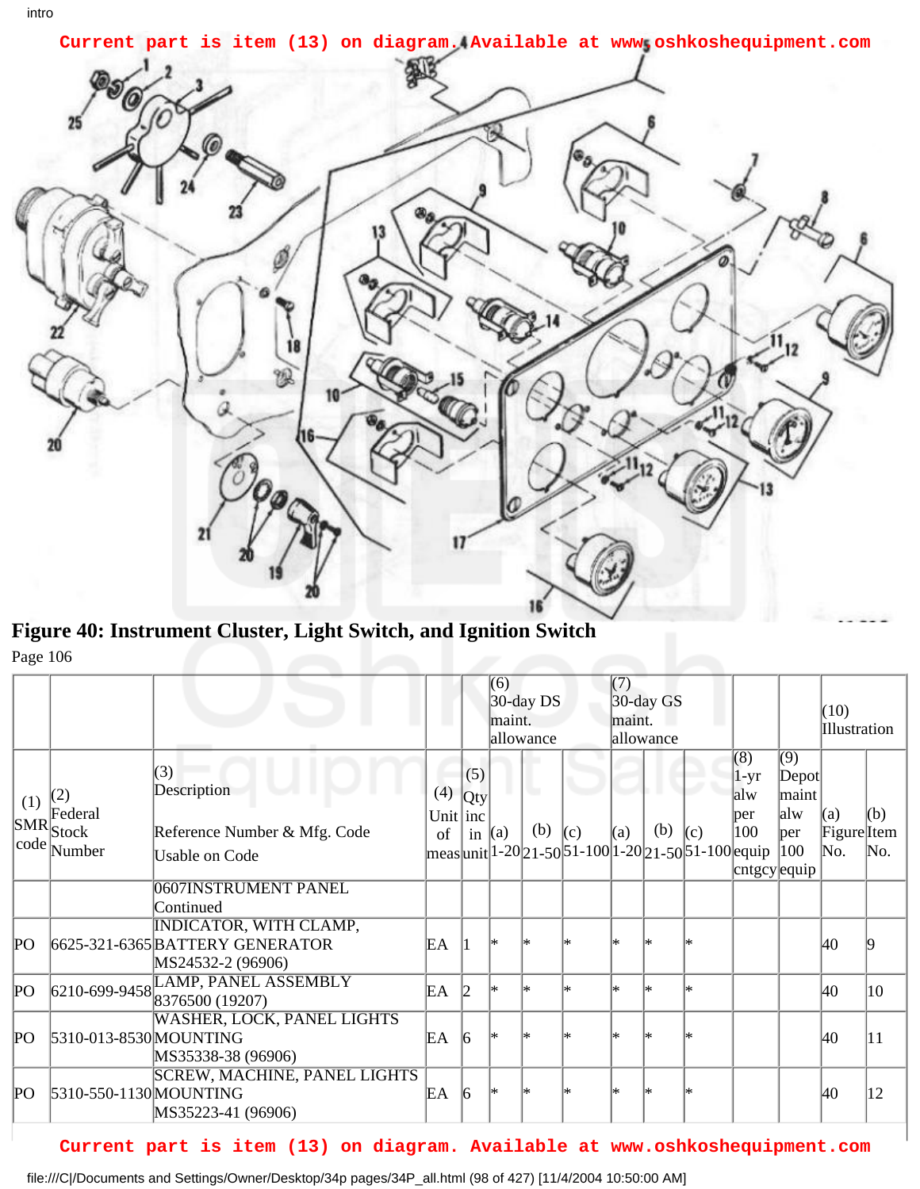Current part is item (13) on diagram. Available at www.oshkoshequipment.com

**Figure 40: Instrument Cluster, Light Switch, and Ignition Switch**

Page 106

| (1) SMR code | (2) Federal Stock Number | (3) Description Reference Number & Mfg. Code Usable on Code | (4) Unit of meas | (5) Qty inc in unit | (6) 30-day DS maint. allowance (a) 1-20 | (b) 21-50 | (c) 51-100 | (7) 30-day GS maint. allowance (a) 1-20 | (b) 21-50 | (c) 51-100 | (8) 1-yr alw per 100 equip cntgcy | (9) Depot maint alw per 100 equip | (10) Illustration (a) Figure No. | (b) Item No. |
|---|---|---|---|---|---|---|---|---|---|---|---|---|---|---|
| | | 0607INSTRUMENT PANEL Continued | | | | | | | | | | | | |
| PO | 6625-321-6365 | INDICATOR, WITH CLAMP, BATTERY GENERATOR MS24532-2 (96906) | EA | 1 | * | * | * | * | * | * | | | 40 | 9 |
| PO | 6210-699-9458 | LAMP, PANEL ASSEMBLY 8376500 (19207) | EA | 2 | * | * | * | * | * | * | | | 40 | 10 |
| PO | 5310-013-8530 | WASHER, LOCK, PANEL LIGHTS MOUNTING MS35338-38 (96906) | EA | 6 | * | * | * | * | * | * | | | 40 | 11 |
| PO | 5310-550-1130 | SCREW, MACHINE, PANEL LIGHTS MOUNTING MS35223-41 (96906) | EA | 6 | * | * | * | * | * | * | | | 40 | 12 |

Current part is item (13) on diagram. Available at www.oshkoshequipment.com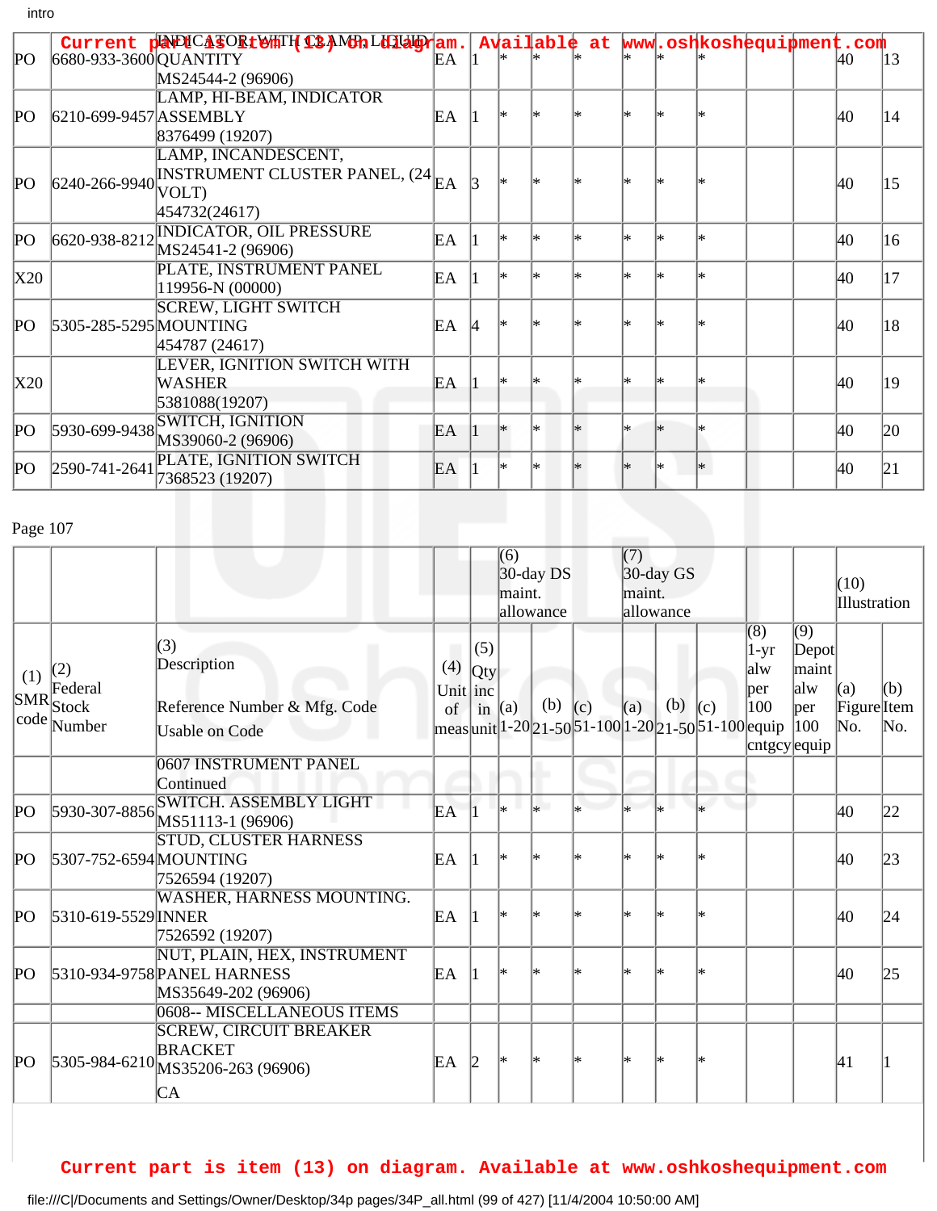| | | | | | | | | | | | | | | |
|---|---|---|---|---|---|---|---|---|---|---|---|---|---|---|
| PO | 6680-933-3600 | INDICATOR, WITH 12 AMP LIQUID QUANTITY MS24544-2 (96906) | EA | 1 | * | * | * | * | * | * | | | 40 | 13 |
| PO | 6210-699-9457 | LAMP, HI-BEAM, INDICATOR ASSEMBLY 8376499 (19207) | EA | 1 | * | * | * | * | * | * | | | 40 | 14 |
| PO | 6240-266-9940 | LAMP, INCANDESCENT, INSTRUMENT CLUSTER PANEL, (24 VOLT) 454732(24617) | EA | 3 | * | * | * | * | * | * | | | 40 | 15 |
| PO | 6620-938-8212 | INDICATOR, OIL PRESSURE MS24541-2 (96906) | EA | 1 | * | * | * | * | * | * | | | 40 | 16 |
| X20 | | PLATE, INSTRUMENT PANEL 119956-N (00000) | EA | 1 | * | * | * | * | * | * | | | 40 | 17 |
| PO | 5305-285-5295 | SCREW, LIGHT SWITCH MOUNTING 454787 (24617) | EA | 4 | * | * | * | * | * | * | | | 40 | 18 |
| X20 | | LEVER, IGNITION SWITCH WITH WASHER 5381088(19207) | EA | 1 | * | * | * | * | * | * | | | 40 | 19 |
| PO | 5930-699-9438 | SWITCH, IGNITION MS39060-2 (96906) | EA | 1 | * | * | * | * | * | * | | | 40 | 20 |
| PO | 2590-741-2641 | PLATE, IGNITION SWITCH 7368523 (19207) | EA | 1 | * | * | * | * | * | * | | | 40 | 21 |

Page 107

| (1) SMR code | (2) Federal Stock Number | (3) Description Reference Number & Mfg. Code Usable on Code | (4) Unit of meas | (5) Qty inc in unit | (6) 30-day DS maint. allowance (a) 1-20 | (b) 21-50 | (c) 51-100 | (7) 30-day GS maint. allowance (a) 1-20 | (b) 21-50 | (c) 51-100 | (8) 1-yr alw per 100 equip cntgcy | (9) Depot maint alw per 100 equip | (10) Illustration (a) Figure No. | (b) Item No. |
|---|---|---|---|---|---|---|---|---|---|---|---|---|---|---|
| | | 0607 INSTRUMENT PANEL Continued | | | | | | | | | | | | |
| PO | 5930-307-8856 | SWITCH. ASSEMBLY LIGHT MS51113-1 (96906) | EA | 1 | * | * | * | * | * | * | | | 40 | 22 |
| PO | 5307-752-6594 | STUD, CLUSTER HARNESS MOUNTING 7526594 (19207) | EA | 1 | * | * | * | * | * | * | | | 40 | 23 |
| PO | 5310-619-5529 | WASHER, HARNESS MOUNTING. INNER 7526592 (19207) | EA | 1 | * | * | * | * | * | * | | | 40 | 24 |
| PO | 5310-934-9758 | NUT, PLAIN, HEX, INSTRUMENT PANEL HARNESS MS35649-202 (96906) | EA | 1 | * | * | * | * | * | * | | | 40 | 25 |
| | | 0608-- MISCELLANEOUS ITEMS | | | | | | | | | | | | |
| PO | 5305-984-6210 | SCREW, CIRCUIT BREAKER BRACKET MS35206-263 (96906) CA | EA | 2 | * | * | * | * | * | * | | | 41 | 1 |

Current part is item (13) on diagram. Available at www.oshkoshequipment.com